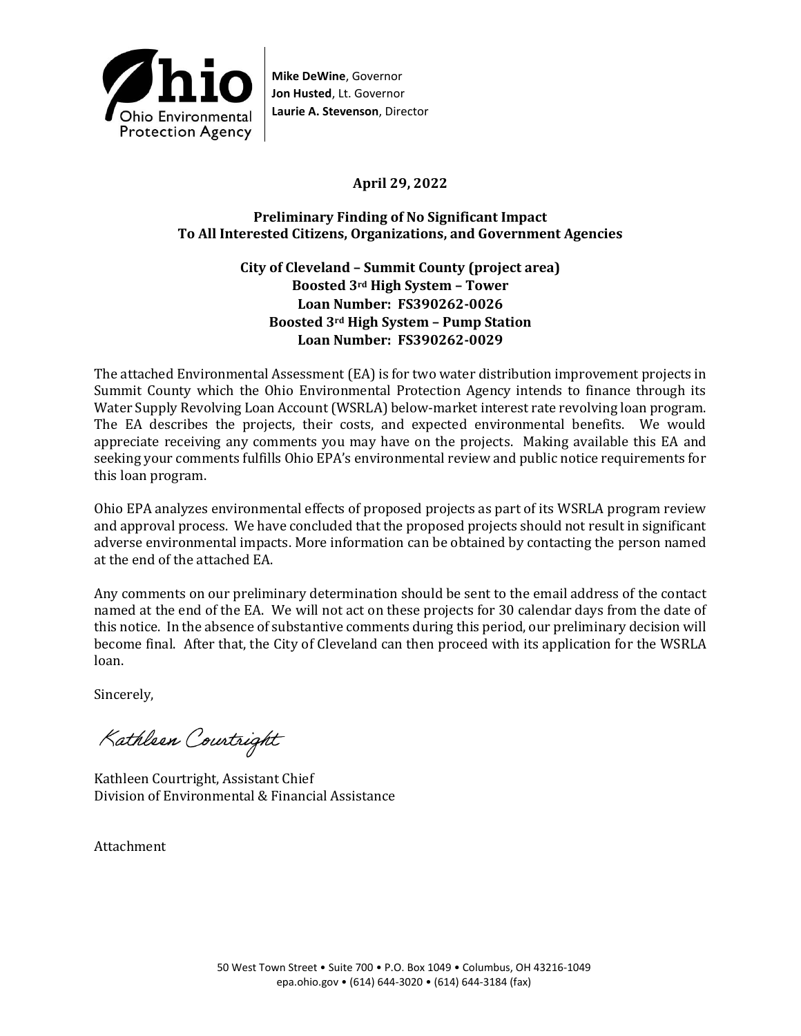Ohio Environmental Protection Agency

**Mike DeWine**, Governor
**Jon Husted**, Lt. Governor
**Laurie A. Stevenson**, Director

**April 29, 2022**

**Preliminary Finding of No Significant Impact**
**To All Interested Citizens, Organizations, and Government Agencies**

**City of Cleveland – Summit County (project area)**
**Boosted 3rd High System – Tower**
**Loan Number: FS390262-0026**
**Boosted 3rd High System – Pump Station**
**Loan Number: FS390262-0029**

The attached Environmental Assessment (EA) is for two water distribution improvement projects in Summit County which the Ohio Environmental Protection Agency intends to finance through its Water Supply Revolving Loan Account (WSRLA) below-market interest rate revolving loan program. The EA describes the projects, their costs, and expected environmental benefits. We would appreciate receiving any comments you may have on the projects. Making available this EA and seeking your comments fulfills Ohio EPA's environmental review and public notice requirements for this loan program.

Ohio EPA analyzes environmental effects of proposed projects as part of its WSRLA program review and approval process. We have concluded that the proposed projects should not result in significant adverse environmental impacts. More information can be obtained by contacting the person named at the end of the attached EA.

Any comments on our preliminary determination should be sent to the email address of the contact named at the end of the EA. We will not act on these projects for 30 calendar days from the date of this notice. In the absence of substantive comments during this period, our preliminary decision will become final. After that, the City of Cleveland can then proceed with its application for the WSRLA loan.

Sincerely,

Kathleen Courtright

Kathleen Courtright, Assistant Chief
Division of Environmental & Financial Assistance

Attachment

50 West Town Street • Suite 700 • P.O. Box 1049 • Columbus, OH 43216-1049
epa.ohio.gov • (614) 644-3020 • (614) 644-3184 (fax)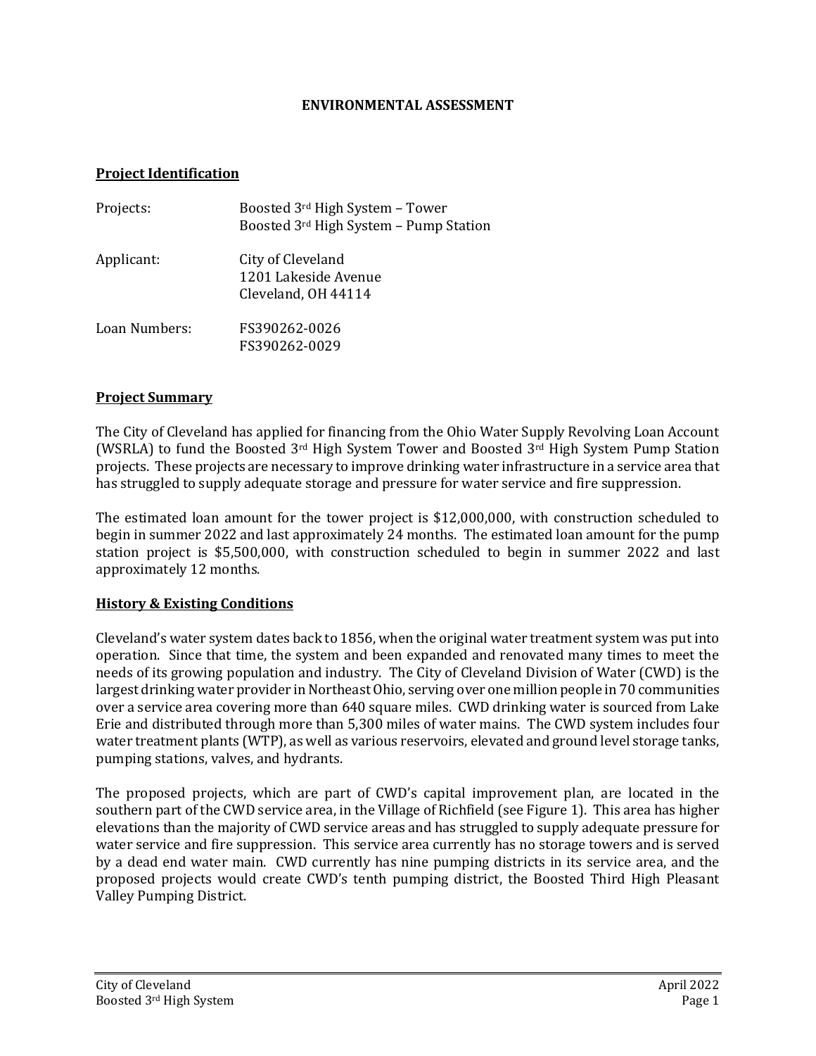# ENVIRONMENTAL ASSESSMENT

## Project Identification

| | |
|---|---|
| Projects: | Boosted 3rd High System – Tower<br>Boosted 3rd High System – Pump Station |
| Applicant: | City of Cleveland<br>1201 Lakeside Avenue<br>Cleveland, OH 44114 |
| Loan Numbers: | FS390262-0026<br>FS390262-0029 |

## Project Summary

The City of Cleveland has applied for financing from the Ohio Water Supply Revolving Loan Account (WSRLA) to fund the Boosted 3rd High System Tower and Boosted 3rd High System Pump Station projects. These projects are necessary to improve drinking water infrastructure in a service area that has struggled to supply adequate storage and pressure for water service and fire suppression.

The estimated loan amount for the tower project is $12,000,000, with construction scheduled to begin in summer 2022 and last approximately 24 months. The estimated loan amount for the pump station project is $5,500,000, with construction scheduled to begin in summer 2022 and last approximately 12 months.

## History & Existing Conditions

Cleveland's water system dates back to 1856, when the original water treatment system was put into operation. Since that time, the system and been expanded and renovated many times to meet the needs of its growing population and industry. The City of Cleveland Division of Water (CWD) is the largest drinking water provider in Northeast Ohio, serving over one million people in 70 communities over a service area covering more than 640 square miles. CWD drinking water is sourced from Lake Erie and distributed through more than 5,300 miles of water mains. The CWD system includes four water treatment plants (WTP), as well as various reservoirs, elevated and ground level storage tanks, pumping stations, valves, and hydrants.

The proposed projects, which are part of CWD's capital improvement plan, are located in the southern part of the CWD service area, in the Village of Richfield (see Figure 1). This area has higher elevations than the majority of CWD service areas and has struggled to supply adequate pressure for water service and fire suppression. This service area currently has no storage towers and is served by a dead end water main. CWD currently has nine pumping districts in its service area, and the proposed projects would create CWD's tenth pumping district, the Boosted Third High Pleasant Valley Pumping District.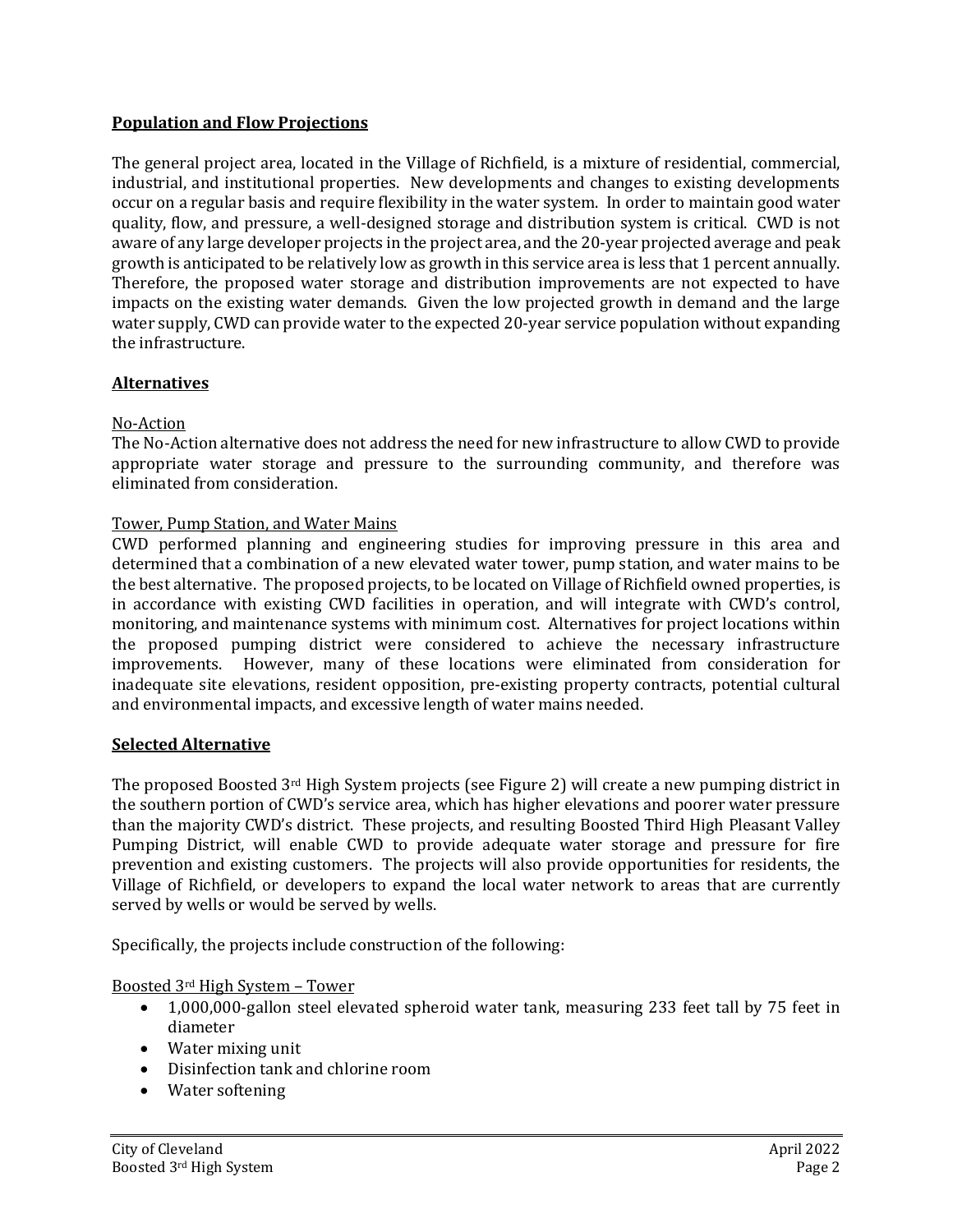**Population and Flow Projections**

The general project area, located in the Village of Richfield, is a mixture of residential, commercial, industrial, and institutional properties. New developments and changes to existing developments occur on a regular basis and require flexibility in the water system. In order to maintain good water quality, flow, and pressure, a well-designed storage and distribution system is critical. CWD is not aware of any large developer projects in the project area, and the 20-year projected average and peak growth is anticipated to be relatively low as growth in this service area is less that 1 percent annually. Therefore, the proposed water storage and distribution improvements are not expected to have impacts on the existing water demands. Given the low projected growth in demand and the large water supply, CWD can provide water to the expected 20-year service population without expanding the infrastructure.

**Alternatives**

No-Action

The No-Action alternative does not address the need for new infrastructure to allow CWD to provide appropriate water storage and pressure to the surrounding community, and therefore was eliminated from consideration.

Tower, Pump Station, and Water Mains

CWD performed planning and engineering studies for improving pressure in this area and determined that a combination of a new elevated water tower, pump station, and water mains to be the best alternative. The proposed projects, to be located on Village of Richfield owned properties, is in accordance with existing CWD facilities in operation, and will integrate with CWD's control, monitoring, and maintenance systems with minimum cost. Alternatives for project locations within the proposed pumping district were considered to achieve the necessary infrastructure improvements. However, many of these locations were eliminated from consideration for inadequate site elevations, resident opposition, pre-existing property contracts, potential cultural and environmental impacts, and excessive length of water mains needed.

**Selected Alternative**

The proposed Boosted 3rd High System projects (see Figure 2) will create a new pumping district in the southern portion of CWD's service area, which has higher elevations and poorer water pressure than the majority CWD's district. These projects, and resulting Boosted Third High Pleasant Valley Pumping District, will enable CWD to provide adequate water storage and pressure for fire prevention and existing customers. The projects will also provide opportunities for residents, the Village of Richfield, or developers to expand the local water network to areas that are currently served by wells or would be served by wells.

Specifically, the projects include construction of the following:

Boosted 3rd High System – Tower

- 1,000,000-gallon steel elevated spheroid water tank, measuring 233 feet tall by 75 feet in diameter
- Water mixing unit
- Disinfection tank and chlorine room
- Water softening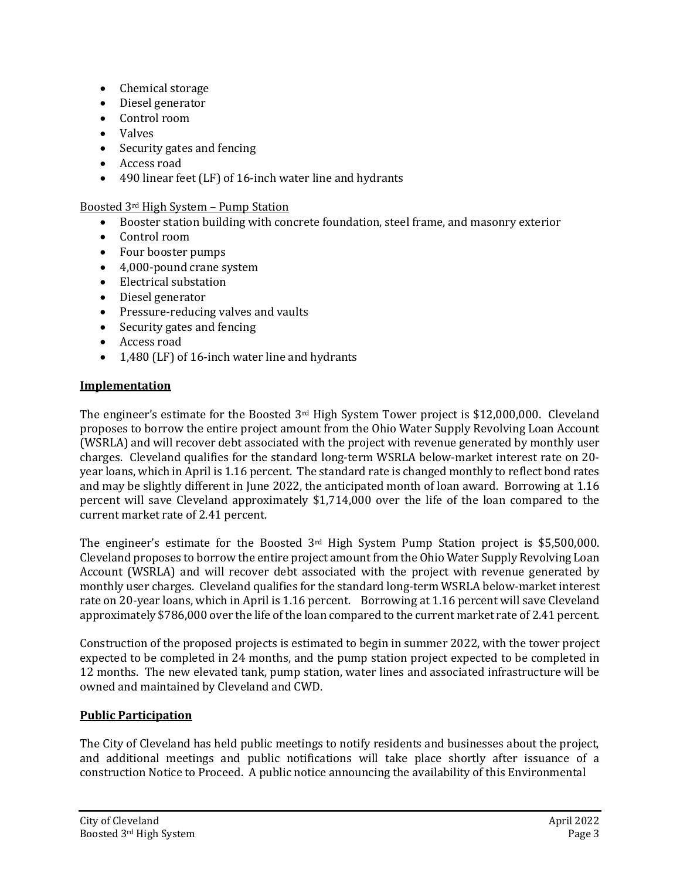- Chemical storage
- Diesel generator
- Control room
- Valves
- Security gates and fencing
- Access road
- 490 linear feet (LF) of 16-inch water line and hydrants

Boosted 3rd High System – Pump Station

- Booster station building with concrete foundation, steel frame, and masonry exterior
- Control room
- Four booster pumps
- 4,000-pound crane system
- Electrical substation
- Diesel generator
- Pressure-reducing valves and vaults
- Security gates and fencing
- Access road
- 1,480 (LF) of 16-inch water line and hydrants

## Implementation

The engineer's estimate for the Boosted 3rd High System Tower project is $12,000,000. Cleveland proposes to borrow the entire project amount from the Ohio Water Supply Revolving Loan Account (WSRLA) and will recover debt associated with the project with revenue generated by monthly user charges. Cleveland qualifies for the standard long-term WSRLA below-market interest rate on 20-year loans, which in April is 1.16 percent. The standard rate is changed monthly to reflect bond rates and may be slightly different in June 2022, the anticipated month of loan award. Borrowing at 1.16 percent will save Cleveland approximately $1,714,000 over the life of the loan compared to the current market rate of 2.41 percent.

The engineer's estimate for the Boosted 3rd High System Pump Station project is $5,500,000. Cleveland proposes to borrow the entire project amount from the Ohio Water Supply Revolving Loan Account (WSRLA) and will recover debt associated with the project with revenue generated by monthly user charges. Cleveland qualifies for the standard long-term WSRLA below-market interest rate on 20-year loans, which in April is 1.16 percent. Borrowing at 1.16 percent will save Cleveland approximately $786,000 over the life of the loan compared to the current market rate of 2.41 percent.

Construction of the proposed projects is estimated to begin in summer 2022, with the tower project expected to be completed in 24 months, and the pump station project expected to be completed in 12 months. The new elevated tank, pump station, water lines and associated infrastructure will be owned and maintained by Cleveland and CWD.

## Public Participation

The City of Cleveland has held public meetings to notify residents and businesses about the project, and additional meetings and public notifications will take place shortly after issuance of a construction Notice to Proceed. A public notice announcing the availability of this Environmental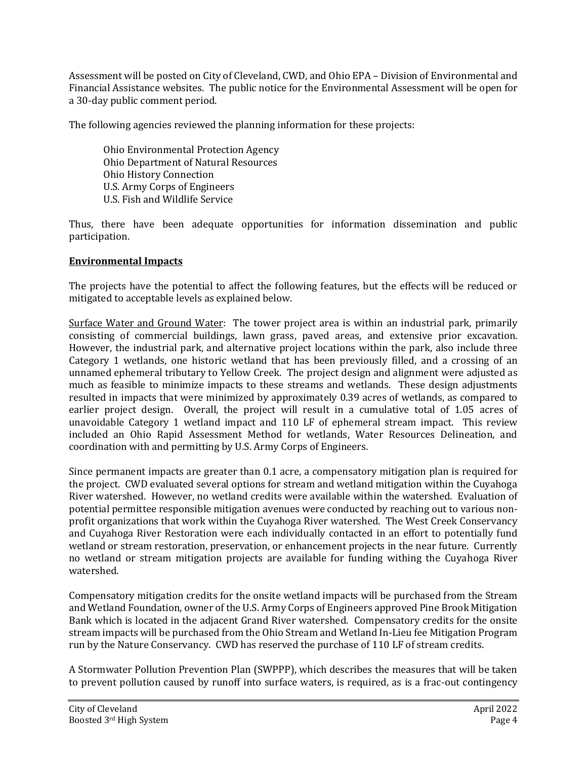Assessment will be posted on City of Cleveland, CWD, and Ohio EPA – Division of Environmental and Financial Assistance websites. The public notice for the Environmental Assessment will be open for a 30-day public comment period.

The following agencies reviewed the planning information for these projects:

Ohio Environmental Protection Agency
Ohio Department of Natural Resources
Ohio History Connection
U.S. Army Corps of Engineers
U.S. Fish and Wildlife Service

Thus, there have been adequate opportunities for information dissemination and public participation.

## Environmental Impacts

The projects have the potential to affect the following features, but the effects will be reduced or mitigated to acceptable levels as explained below.

Surface Water and Ground Water: The tower project area is within an industrial park, primarily consisting of commercial buildings, lawn grass, paved areas, and extensive prior excavation. However, the industrial park, and alternative project locations within the park, also include three Category 1 wetlands, one historic wetland that has been previously filled, and a crossing of an unnamed ephemeral tributary to Yellow Creek. The project design and alignment were adjusted as much as feasible to minimize impacts to these streams and wetlands. These design adjustments resulted in impacts that were minimized by approximately 0.39 acres of wetlands, as compared to earlier project design. Overall, the project will result in a cumulative total of 1.05 acres of unavoidable Category 1 wetland impact and 110 LF of ephemeral stream impact. This review included an Ohio Rapid Assessment Method for wetlands, Water Resources Delineation, and coordination with and permitting by U.S. Army Corps of Engineers.

Since permanent impacts are greater than 0.1 acre, a compensatory mitigation plan is required for the project. CWD evaluated several options for stream and wetland mitigation within the Cuyahoga River watershed. However, no wetland credits were available within the watershed. Evaluation of potential permittee responsible mitigation avenues were conducted by reaching out to various non-profit organizations that work within the Cuyahoga River watershed. The West Creek Conservancy and Cuyahoga River Restoration were each individually contacted in an effort to potentially fund wetland or stream restoration, preservation, or enhancement projects in the near future. Currently no wetland or stream mitigation projects are available for funding withing the Cuyahoga River watershed.

Compensatory mitigation credits for the onsite wetland impacts will be purchased from the Stream and Wetland Foundation, owner of the U.S. Army Corps of Engineers approved Pine Brook Mitigation Bank which is located in the adjacent Grand River watershed. Compensatory credits for the onsite stream impacts will be purchased from the Ohio Stream and Wetland In-Lieu fee Mitigation Program run by the Nature Conservancy. CWD has reserved the purchase of 110 LF of stream credits.

A Stormwater Pollution Prevention Plan (SWPPP), which describes the measures that will be taken to prevent pollution caused by runoff into surface waters, is required, as is a frac-out contingency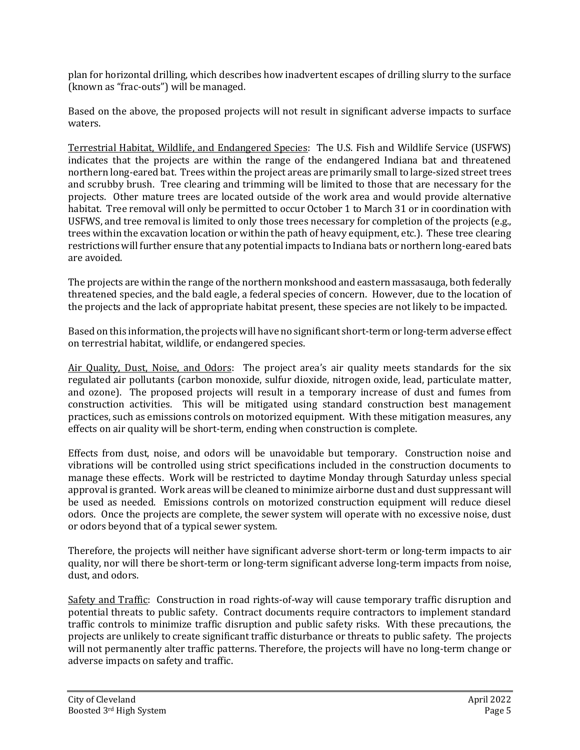plan for horizontal drilling, which describes how inadvertent escapes of drilling slurry to the surface (known as "frac-outs") will be managed.

Based on the above, the proposed projects will not result in significant adverse impacts to surface waters.

Terrestrial Habitat, Wildlife, and Endangered Species: The U.S. Fish and Wildlife Service (USFWS) indicates that the projects are within the range of the endangered Indiana bat and threatened northern long-eared bat. Trees within the project areas are primarily small to large-sized street trees and scrubby brush. Tree clearing and trimming will be limited to those that are necessary for the projects. Other mature trees are located outside of the work area and would provide alternative habitat. Tree removal will only be permitted to occur October 1 to March 31 or in coordination with USFWS, and tree removal is limited to only those trees necessary for completion of the projects (e.g., trees within the excavation location or within the path of heavy equipment, etc.). These tree clearing restrictions will further ensure that any potential impacts to Indiana bats or northern long-eared bats are avoided.

The projects are within the range of the northern monkshood and eastern massasauga, both federally threatened species, and the bald eagle, a federal species of concern. However, due to the location of the projects and the lack of appropriate habitat present, these species are not likely to be impacted.

Based on this information, the projects will have no significant short-term or long-term adverse effect on terrestrial habitat, wildlife, or endangered species.

Air Quality, Dust, Noise, and Odors: The project area's air quality meets standards for the six regulated air pollutants (carbon monoxide, sulfur dioxide, nitrogen oxide, lead, particulate matter, and ozone). The proposed projects will result in a temporary increase of dust and fumes from construction activities. This will be mitigated using standard construction best management practices, such as emissions controls on motorized equipment. With these mitigation measures, any effects on air quality will be short-term, ending when construction is complete.

Effects from dust, noise, and odors will be unavoidable but temporary. Construction noise and vibrations will be controlled using strict specifications included in the construction documents to manage these effects. Work will be restricted to daytime Monday through Saturday unless special approval is granted. Work areas will be cleaned to minimize airborne dust and dust suppressant will be used as needed. Emissions controls on motorized construction equipment will reduce diesel odors. Once the projects are complete, the sewer system will operate with no excessive noise, dust or odors beyond that of a typical sewer system.

Therefore, the projects will neither have significant adverse short-term or long-term impacts to air quality, nor will there be short-term or long-term significant adverse long-term impacts from noise, dust, and odors.

Safety and Traffic: Construction in road rights-of-way will cause temporary traffic disruption and potential threats to public safety. Contract documents require contractors to implement standard traffic controls to minimize traffic disruption and public safety risks. With these precautions, the projects are unlikely to create significant traffic disturbance or threats to public safety. The projects will not permanently alter traffic patterns. Therefore, the projects will have no long-term change or adverse impacts on safety and traffic.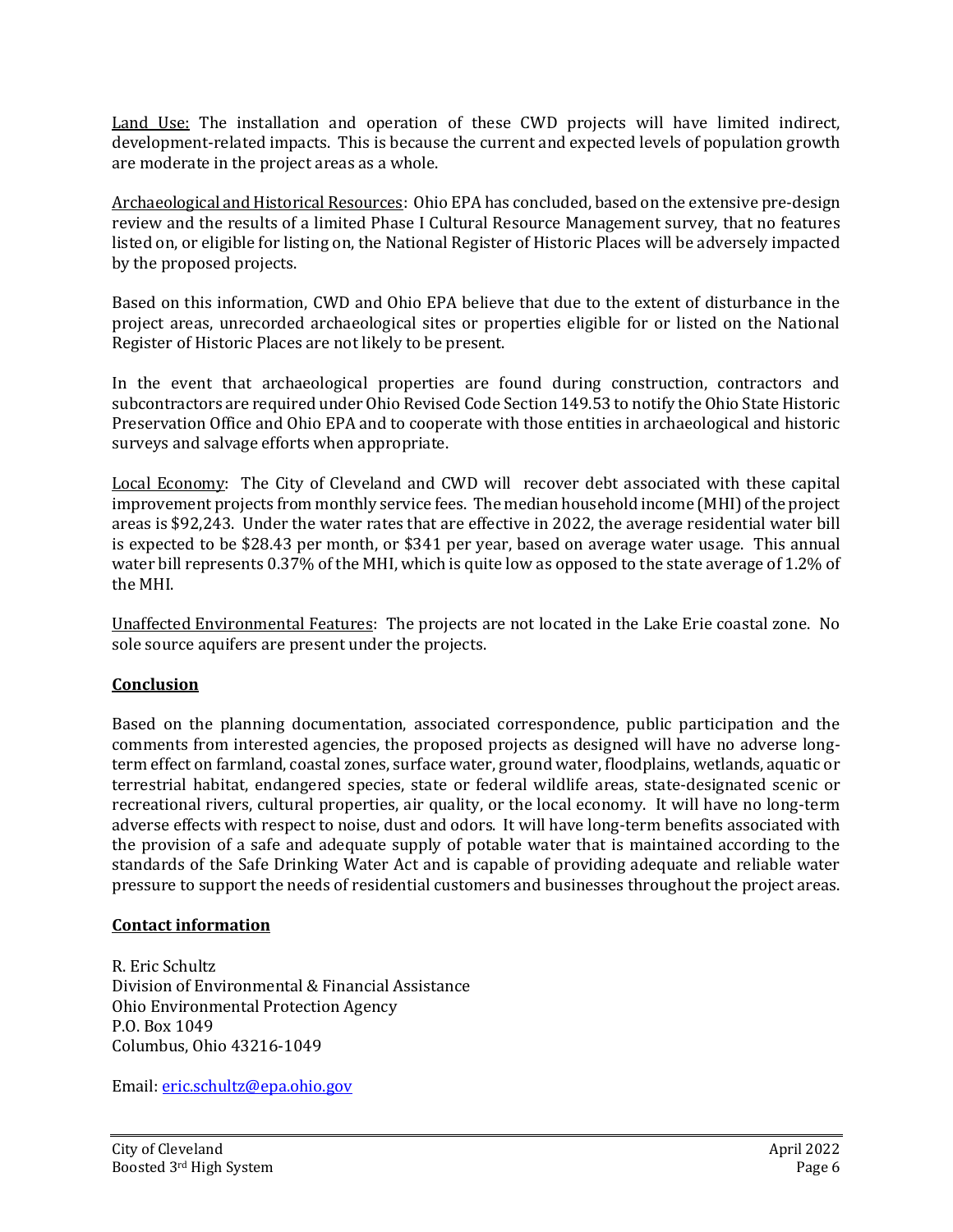Land Use: The installation and operation of these CWD projects will have limited indirect, development-related impacts. This is because the current and expected levels of population growth are moderate in the project areas as a whole.

Archaeological and Historical Resources: Ohio EPA has concluded, based on the extensive pre-design review and the results of a limited Phase I Cultural Resource Management survey, that no features listed on, or eligible for listing on, the National Register of Historic Places will be adversely impacted by the proposed projects.

Based on this information, CWD and Ohio EPA believe that due to the extent of disturbance in the project areas, unrecorded archaeological sites or properties eligible for or listed on the National Register of Historic Places are not likely to be present.

In the event that archaeological properties are found during construction, contractors and subcontractors are required under Ohio Revised Code Section 149.53 to notify the Ohio State Historic Preservation Office and Ohio EPA and to cooperate with those entities in archaeological and historic surveys and salvage efforts when appropriate.

Local Economy: The City of Cleveland and CWD will recover debt associated with these capital improvement projects from monthly service fees. The median household income (MHI) of the project areas is $92,243. Under the water rates that are effective in 2022, the average residential water bill is expected to be $28.43 per month, or $341 per year, based on average water usage. This annual water bill represents 0.37% of the MHI, which is quite low as opposed to the state average of 1.2% of the MHI.

Unaffected Environmental Features: The projects are not located in the Lake Erie coastal zone. No sole source aquifers are present under the projects.

## Conclusion

Based on the planning documentation, associated correspondence, public participation and the comments from interested agencies, the proposed projects as designed will have no adverse long-term effect on farmland, coastal zones, surface water, ground water, floodplains, wetlands, aquatic or terrestrial habitat, endangered species, state or federal wildlife areas, state-designated scenic or recreational rivers, cultural properties, air quality, or the local economy. It will have no long-term adverse effects with respect to noise, dust and odors. It will have long-term benefits associated with the provision of a safe and adequate supply of potable water that is maintained according to the standards of the Safe Drinking Water Act and is capable of providing adequate and reliable water pressure to support the needs of residential customers and businesses throughout the project areas.

## Contact information

R. Eric Schultz
Division of Environmental & Financial Assistance
Ohio Environmental Protection Agency
P.O. Box 1049
Columbus, Ohio 43216-1049

Email: eric.schultz@epa.ohio.gov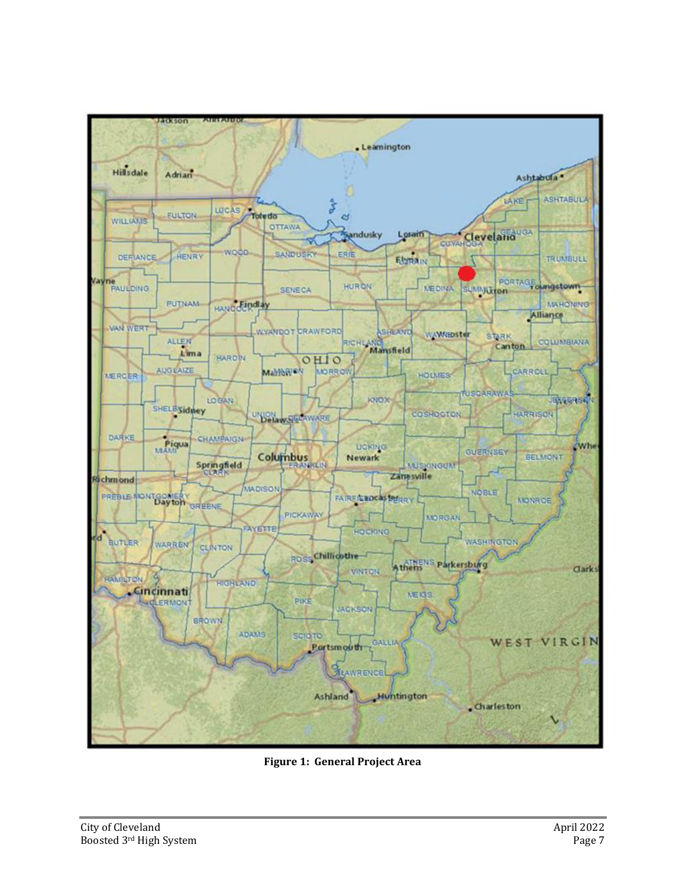**Figure 1: General Project Area**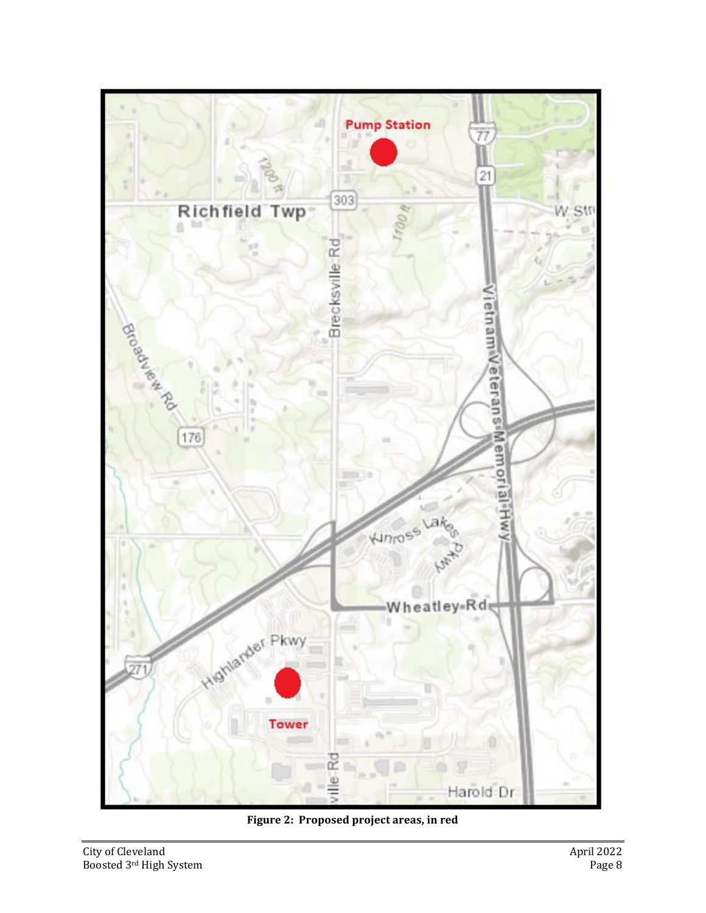Pump Station

Richfield Twp

303

77

21

W Str

1200 ft

1100 ft

Brecksville Rd

Vietnam Veterans Memorial Hwy

Broadview Rd

176

Kinross Lakes Pkwy

Wheatley Rd

Highlander Pkwy

271

Tower

ville Rd

Harold Dr

**Figure 2: Proposed project areas, in red**